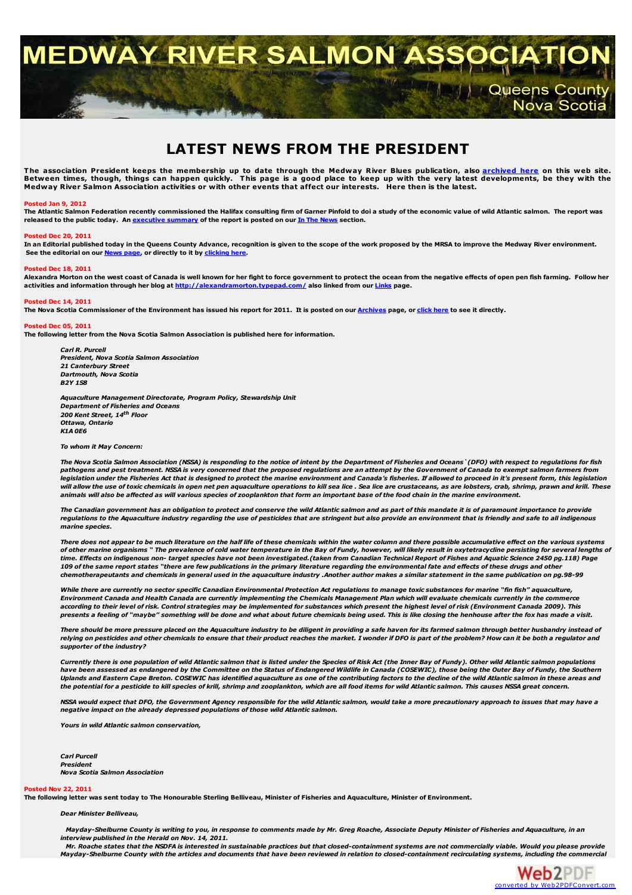# MEDWAY RIVER SALMON ASSOCIATION

Queens County
Nova Scotia

## LATEST NEWS FROM THE PRESIDENT

**The association President keeps the membership up to date through the Medway River Blues publication, also [archived here](#) on this web site. Between times, though, things can happen quickly. This page is a good place to keep up with the very latest developments, be they with the Medway River Salmon Association activities or with other events that affect our interests. Here then is the latest.**

**Posted Jan 9, 2012**
**The Atlantic Salmon Federation recently commissioned the Halifax consulting firm of Garner Pinfold to doi a study of the economic value of wild Atlantic salmon. The report was released to the public today. An [executive summary](#) of the report is posted on our [In The News](#) section.**

**Posted Dec 20, 2011**
**In an Editorial published today in the Queens County Advance, recognition is given to the scope of the work proposed by the MRSA to improve the Medway River environment. See the editorial on our [News page](#), or directly to it by [clicking here](#).**

**Posted Dec 18, 2011**
**Alexandra Morton on the west coast of Canada is well known for her fight to force government to protect the ocean from the negative effects of open pen fish farming. Follow her activities and information through her blog at [http://alexandramorton.typepad.com/](http://alexandramorton.typepad.com/) also linked from our [Links](#) page.**

**Posted Dec 14, 2011**
**The Nova Scotia Commissioner of the Environment has issued his report for 2011. It is posted on our [Archives](#) page, or [click here](#) to see it directly.**

**Posted Dec 05, 2011**
**The following letter from the Nova Scotia Salmon Association is published here for information.**

***Carl R. Purcell***
***President, Nova Scotia Salmon Association***
***21 Canterbury Street***
***Dartmouth, Nova Scotia***
***B2Y 1S8***

***Aquaculture Management Directorate, Program Policy, Stewardship Unit***
***Department of Fisheries and Oceans***
***200 Kent Street, 14th Floor***
***Ottawa, Ontario***
***K1A 0E6***

***To whom it May Concern:***

***The Nova Scotia Salmon Association (NSSA) is responding to the notice of intent by the Department of Fisheries and Oceans`(DFO) with respect to regulations for fish pathogens and pest treatment. NSSA is very concerned that the proposed regulations are an attempt by the Government of Canada to exempt salmon farmers from legislation under the Fisheries Act that is designed to protect the marine environment and Canada's fisheries. If allowed to proceed in it's present form, this legislation will allow the use of toxic chemicals in open net pen aquaculture operations to kill sea lice . Sea lice are crustaceans, as are lobsters, crab, shrimp, prawn and krill. These animals will also be affected as will various species of zooplankton that form an important base of the food chain in the marine environment.***

***The Canadian government has an obligation to protect and conserve the wild Atlantic salmon and as part of this mandate it is of paramount importance to provide regulations to the Aquaculture industry regarding the use of pesticides that are stringent but also provide an environment that is friendly and safe to all indigenous marine species.***

***There does not appear to be much literature on the half life of these chemicals within the water column and there possible accumulative effect on the various systems of other marine organisms " The prevalence of cold water temperature in the Bay of Fundy, however, will likely result in oxytetracycline persisting for several lengths of time. Effects on indigenous non- target species have not been investigated.(taken from Canadian Technical Report of Fishes and Aquatic Science 2450 pg.118) Page 109 of the same report states "there are few publications in the primary literature regarding the environmental fate and effects of these drugs and other chemotherapeutants and chemicals in general used in the aquaculture industry .Another author makes a similar statement in the same publication on pg.98-99***

***While there are currently no sector specific Canadian Environmental Protection Act regulations to manage toxic substances for marine "fin fish" aquaculture, Environment Canada and Health Canada are currently implementing the Chemicals Management Plan which will evaluate chemicals currently in the commerce according to their level of risk. Control strategies may be implemented for substances which present the highest level of risk (Environment Canada 2009). This presents a feeling of "maybe" something will be done and what about future chemicals being used. This is like closing the henhouse after the fox has made a visit.***

***There should be more pressure placed on the Aquaculture industry to be diligent in providing a safe haven for its farmed salmon through better husbandry instead of relying on pesticides and other chemicals to ensure that their product reaches the market. I wonder if DFO is part of the problem? How can it be both a regulator and supporter of the industry?***

***Currently there is one population of wild Atlantic salmon that is listed under the Species of Risk Act (the Inner Bay of Fundy). Other wild Atlantic salmon populations have been assessed as endangered by the Committee on the Status of Endangered Wildlife in Canada (COSEWIC), those being the Outer Bay of Fundy, the Southern Uplands and Eastern Cape Breton. COSEWIC has identified aquaculture as one of the contributing factors to the decline of the wild Atlantic salmon in these areas and the potential for a pesticide to kill species of krill, shrimp and zooplankton, which are all food items for wild Atlantic salmon. This causes NSSA great concern.***

***NSSA would expect that DFO, the Government Agency responsible for the wild Atlantic salmon, would take a more precautionary approach to issues that may have a negative impact on the already depressed populations of those wild Atlantic salmon.***

***Yours in wild Atlantic salmon conservation,***

***Carl Purcell***
***President***
***Nova Scotia Salmon Association***

**Posted Nov 22, 2011**
**The following letter was sent today to The Honourable Sterling Belliveau, Minister of Fisheries and Aquaculture, Minister of Environment.**

***Dear Minister Belliveau,***

***Mayday-Shelburne County is writing to you, in response to comments made by Mr. Greg Roache, Associate Deputy Minister of Fisheries and Aquaculture, in an interview published in the Herald on Nov. 14, 2011.***
***Mr. Roache states that the NSDFA is interested in sustainable practices but that closed-containment systems are not commercially viable. Would you please provide Mayday-Shelburne County with the articles and documents that have been reviewed in relation to closed-containment recirculating systems, including the commercial***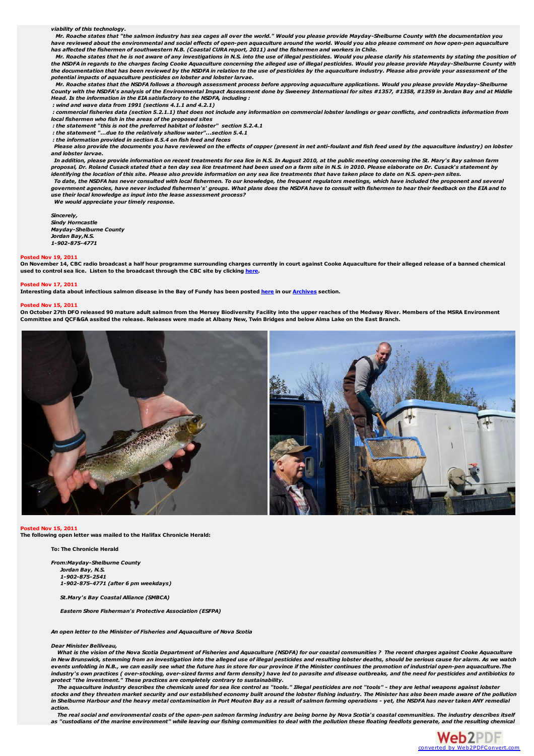*viability of this technology.*

*Mr. Roache states that "the salmon industry has sea cages all over the world." Would you please provide Mayday-Shelburne County with the documentation you have reviewed about the environmental and social effects of open-pen aquaculture around the world. Would you also please comment on how open-pen aquaculture has affected the fishermen of southwestern N.B. (Coastal CURA report, 2011) and the fishermen and workers in Chile.*

*Mr. Roache states that he is not aware of any investigations in N.S. into the use of illegal pesticides. Would you please clarify his statements by stating the position of the NSDFA in regards to the charges facing Cooke Aquaculture concerning the alleged use of illegal pesticides. Would you please provide Mayday-Shelburne County with the documentation that has been reviewed by the NSDFA in relation to the use of pesticides by the aquaculture industry. Please also provide your assessment of the potential impacts of aquaculture pesticides on lobster and lobster larvae.*

*Mr. Roache states that the NSDFA follows a thorough assessment process before approving aquaculture applications. Would you please provide Mayday-Shelburne County with the NSDFA's analysis of the Environmental Impact Assessment done by Sweeney International for sites #1357, #1358, #1359 in Jordan Bay and at Middle Head. Is the information in the EIA satisfactory to the NSDFA, including :*

*: wind and wave data from 1991 (sections 4.1.1 and 4.2.1)*

*: commercial fisheries data (section 5.2.1.1) that does not include any information on commercial lobster landings or gear conflicts, and contradicts information from local fishermen who fish in the areas of the proposed sites*

*: the statement "this is not the preferred habitat of lobster" section 5.2.4.1*

*: the statement "...due to the relatively shallow water"...section 5.4.1*

*: the information provided in section 8.5.4 on fish feed and feces*

*Please also provide the documents you have reviewed on the effects of copper (present in net anti-foulant and fish feed used by the aquaculture industry) on lobster and lobster larvae.*

*In addition, please provide information on recent treatments for sea lice in N.S. In August 2010, at the public meeting concerning the St. Mary's Bay salmon farm proposal, Dr. Roland Cusack stated that a ten day sea lice treatment had been used on a farm site in N.S. in 2010. Please elaborate on Dr. Cusack's statement by identifying the location of this site. Please also provide information on any sea lice treatments that have taken place to date on N.S. open-pen sites.*

*To date, the NSDFA has never consulted with local fishermen. To our knowledge, the frequent regulators meetings, which have included the proponent and several government agencies, have never included fishermen's' groups. What plans does the NSDFA have to consult with fishermen to hear their feedback on the EIA and to use their local knowledge as input into the lease assessment process?*

*We would appreciate your timely response.*

*Sincerely,*
*Sindy Horncastle*
*Mayday-Shelburne County*
*Jordan Bay, N.S.*
*1-902-875-4771*

**Posted Nov 19, 2011**

**On November 14, CBC radio broadcast a half hour programme surrounding charges currently in court against Cooke Aquaculture for their alleged release of a banned chemical used to control sea lice. Listen to the broadcast through the CBC site by clicking here.**

**Posted Nov 17, 2011**

**Interesting data about infectious salmon disease in the Bay of Fundy has been posted here in our Archives section.**

**Posted Nov 15, 2011**

**On October 27th DFO released 90 mature adult salmon from the Mersey Biodiversity Facility into the upper reaches of the Medway River. Members of the MSRA Environment Committee and QCF&GA assited the release. Releases were made at Albany New, Twin Bridges and below Alma Lake on the East Branch.**

**Posted Nov 15, 2011**

**The following open letter was mailed to the Halifax Chronicle Herald:**

**To: The Chronicle Herald**

*From: Mayday-Shelburne County*
*Jordan Bay, N.S.*
*1-902-875-2541*
*1-902-875-4771 (after 6 pm weekdays)*

*St. Mary's Bay Coastal Alliance (SMBCA)*

*Eastern Shore Fisherman's Protective Association (ESFPA)*

*An open letter to the Minister of Fisheries and Aquaculture of Nova Scotia*

*Dear Minister Belliveau,*

*What is the vision of the Nova Scotia Department of Fisheries and Aquaculture (NSDFA) for our coastal communities ? The recent charges against Cooke Aquaculture in New Brunswick, stemming from an investigation into the alleged use of illegal pesticides and resulting lobster deaths, should be serious cause for alarm. As we watch events unfolding in N.B., we can easily see what the future has in store for our province if the Minister continues the promotion of industrial open-pen aquaculture. The industry's own practices ( over-stocking, over-sized farms and farm density) have led to parasite and disease outbreaks, and the need for pesticides and antibiotics to protect "the investment." These practices are completely contrary to sustainability.*

*The aquaculture industry describes the chemicals used for sea lice control as "tools." Illegal pesticides are not "tools" - they are lethal weapons against lobster stocks and they threaten market security and our established economy built around the lobster fishing industry. The Minister has also been made aware of the pollution in Shelburne Harbour and the heavy metal contamination in Port Mouton Bay as a result of salmon farming operations - yet, the NSDFA has never taken ANY remedial action.*

*The real social and environmental costs of the open-pen salmon farming industry are being borne by Nova Scotia's coastal communities. The industry describes itself as "custodians of the marine environment" while leaving our fishing communities to deal with the pollution these floating feedlots generate, and the resulting chemical*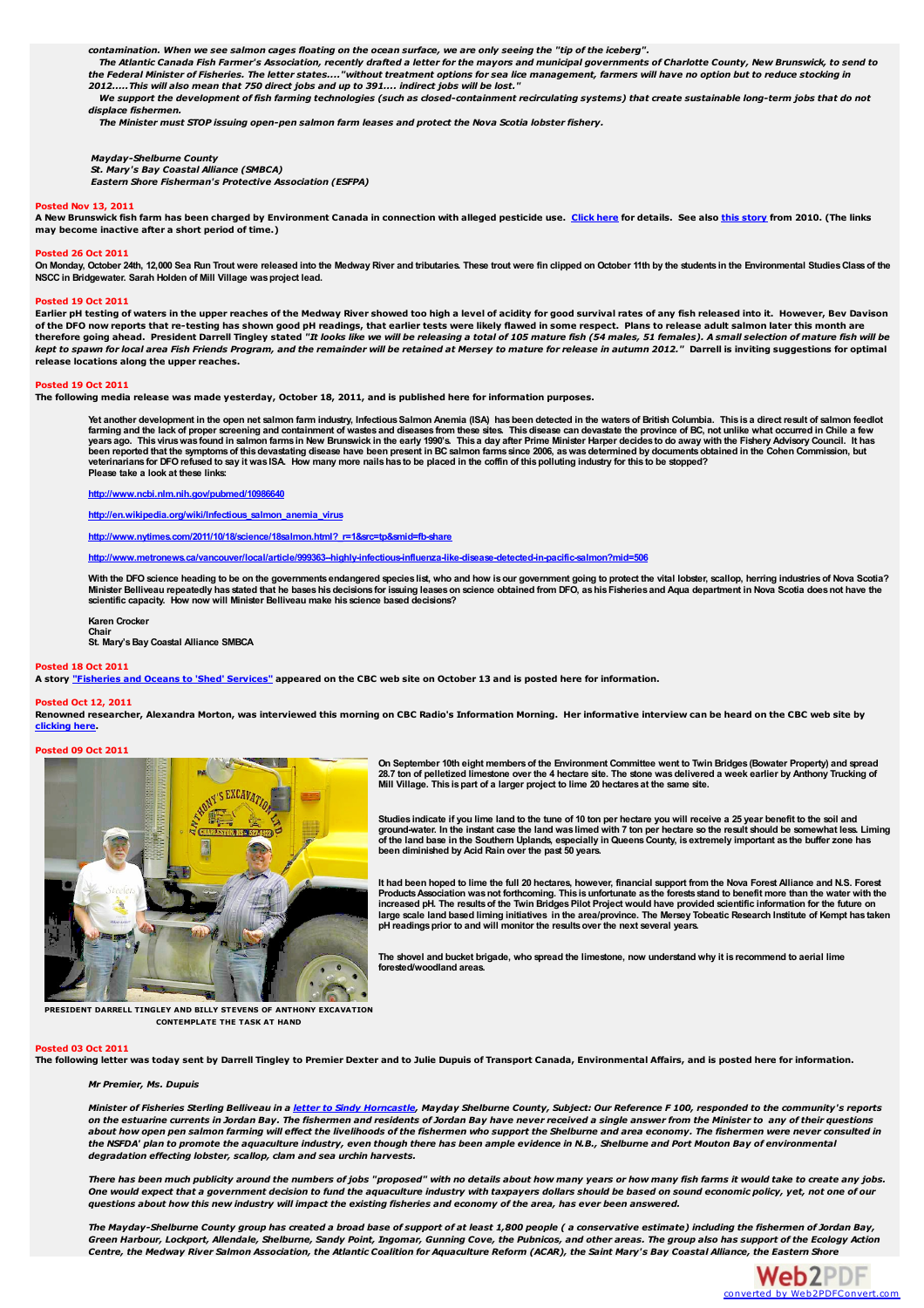*contamination. When we see salmon cages floating on the ocean surface, we are only seeing the "tip of the iceberg".*

*The Atlantic Canada Fish Farmer's Association, recently drafted a letter for the mayors and municipal governments of Charlotte County, New Brunswick, to send to the Federal Minister of Fisheries. The letter states...."without treatment options for sea lice management, farmers will have no option but to reduce stocking in 2012.....This will also mean that 750 direct jobs and up to 391.... indirect jobs will be lost."*

*We support the development of fish farming technologies (such as closed-containment recirculating systems) that create sustainable long-term jobs that do not displace fishermen.*

*The Minister must STOP issuing open-pen salmon farm leases and protect the Nova Scotia lobster fishery.*

*Mayday-Shelburne County*
*St. Mary's Bay Coastal Alliance (SMBCA)*
*Eastern Shore Fisherman's Protective Association (ESFPA)*

**Posted Nov 13, 2011**

**A New Brunswick fish farm has been charged by Environment Canada in connection with alleged pesticide use. Click here for details. See also this story from 2010. (The links may become inactive after a short period of time.)**

**Posted 26 Oct 2011**

**On Monday, October 24th, 12,000 Sea Run Trout were released into the Medway River and tributaries. These trout were fin clipped on October 11th by the students in the Environmental Studies Class of the NSCC in Bridgewater. Sarah Holden of Mill Village was project lead.**

**Posted 19 Oct 2011**

**Earlier pH testing of waters in the upper reaches of the Medway River showed too high a level of acidity for good survival rates of any fish released into it. However, Bev Davison of the DFO now reports that re-testing has shown good pH readings, that earlier tests were likely flawed in some respect. Plans to release adult salmon later this month are therefore going ahead. President Darrell Tingley stated *"It looks like we will be releasing a total of 105 mature fish (54 males, 51 females). A small selection of mature fish will be kept to spawn for local area Fish Friends Program, and the remainder will be retained at Mersey to mature for release in autumn 2012."* Darrell is inviting suggestions for optimal release locations along the upper reaches.**

**Posted 19 Oct 2011**

**The following media release was made yesterday, October 18, 2011, and is published here for information purposes.**

Yet another development in the open net salmon farm industry, Infectious Salmon Anemia (ISA) has been detected in the waters of British Columbia. This is a direct result of salmon feedlot farming and the lack of proper screening and containment of wastes and diseases from these sites. This disease can devastate the province of BC, not unlike what occurred in Chile a few years ago. This virus was found in salmon farms in New Brunswick in the early 1990's. This a day after Prime Minister Harper decides to do away with the Fishery Advisory Council. It has been reported that the symptoms of this devastating disease have been present in BC salmon farms since 2006, as was determined by documents obtained in the Cohen Commission, but veterinarians for DFO refused to say it was ISA. How many more nails has to be placed in the coffin of this polluting industry for this to be stopped?
Please take a look at these links:

http://www.ncbi.nlm.nih.gov/pubmed/10986640

http://en.wikipedia.org/wiki/Infectious_salmon_anemia_virus

http://www.nytimes.com/2011/10/18/science/18salmon.html?_r=1&src=tp&smid=fb-share

http://www.metronews.ca/vancouver/local/article/999363--highly-infectious-influenza-like-disease-detected-in-pacific-salmon?mid=506

With the DFO science heading to be on the governments endangered species list, who and how is our government going to protect the vital lobster, scallop, herring industries of Nova Scotia? Minister Belliveau repeatedly has stated that he bases his decisions for issuing leases on science obtained from DFO, as his Fisheries and Aqua department in Nova Scotia does not have the scientific capacity. How now will Minister Belliveau make his science based decisions?

Karen Crocker
Chair
St. Mary's Bay Coastal Alliance SMBCA

**Posted 18 Oct 2011**

**A story "Fisheries and Oceans to 'Shed' Services" appeared on the CBC web site on October 13 and is posted here for information.**

**Posted Oct 12, 2011**

**Renowned researcher, Alexandra Morton, was interviewed this morning on CBC Radio's Information Morning. Her informative interview can be heard on the CBC web site by clicking here.**

**Posted 09 Oct 2011**

PRESIDENT DARRELL TINGLEY AND BILLY STEVENS OF ANTHONY EXCAVATION CONTEMPLATE THE TASK AT HAND

On September 10th eight members of the Environment Committee went to Twin Bridges (Bowater Property) and spread 28.7 ton of pelletized limestone over the 4 hectare site. The stone was delivered a week earlier by Anthony Trucking of Mill Village. This is part of a larger project to lime 20 hectares at the same site.

Studies indicate if you lime land to the tune of 10 ton per hectare you will receive a 25 year benefit to the soil and ground-water. In the instant case the land was limed with 7 ton per hectare so the result should be somewhat less. Liming of the land base in the Southern Uplands, especially in Queens County, is extremely important as the buffer zone has been diminished by Acid Rain over the past 50 years.

It had been hoped to lime the full 20 hectares, however, financial support from the Nova Forest Alliance and N.S. Forest Products Association was not forthcoming. This is unfortunate as the forests stand to benefit more than the water with the increased pH. The results of the Twin Bridges Pilot Project would have provided scientific information for the future on large scale land based liming initiatives in the area/province. The Mersey Tobeatic Research Institute of Kempt has taken pH readings prior to and will monitor the results over the next several years.

The shovel and bucket brigade, who spread the limestone, now understand why it is recommend to aerial lime forested/woodland areas.

**Posted 03 Oct 2011**

**The following letter was today sent by Darrell Tingley to Premier Dexter and to Julie Dupuis of Transport Canada, Environmental Affairs, and is posted here for information.**

*Mr Premier, Ms. Dupuis*

*Minister of Fisheries Sterling Belliveau in a letter to Sindy Horncastle, Mayday Shelburne County, Subject: Our Reference F 100, responded to the community's reports on the estuarine currents in Jordan Bay. The fishermen and residents of Jordan Bay have never received a single answer from the Minister to any of their questions about how open pen salmon farming will effect the livelihoods of the fishermen who support the Shelburne and area economy. The fishermen were never consulted in the NSFDA' plan to promote the aquaculture industry, even though there has been ample evidence in N.B., Shelburne and Port Mouton Bay of environmental degradation effecting lobster, scallop, clam and sea urchin harvests.*

*There has been much publicity around the numbers of jobs "proposed" with no details about how many years or how many fish farms it would take to create any jobs. One would expect that a government decision to fund the aquaculture industry with taxpayers dollars should be based on sound economic policy, yet, not one of our questions about how this new industry will impact the existing fisheries and economy of the area, has ever been answered.*

*The Mayday-Shelburne County group has created a broad base of support of at least 1,800 people ( a conservative estimate) including the fishermen of Jordan Bay, Green Harbour, Lockport, Allendale, Shelburne, Sandy Point, Ingomar, Gunning Cove, the Pubnicos, and other areas. The group also has support of the Ecology Action Centre, the Medway River Salmon Association, the Atlantic Coalition for Aquaculture Reform (ACAR), the Saint Mary's Bay Coastal Alliance, the Eastern Shore*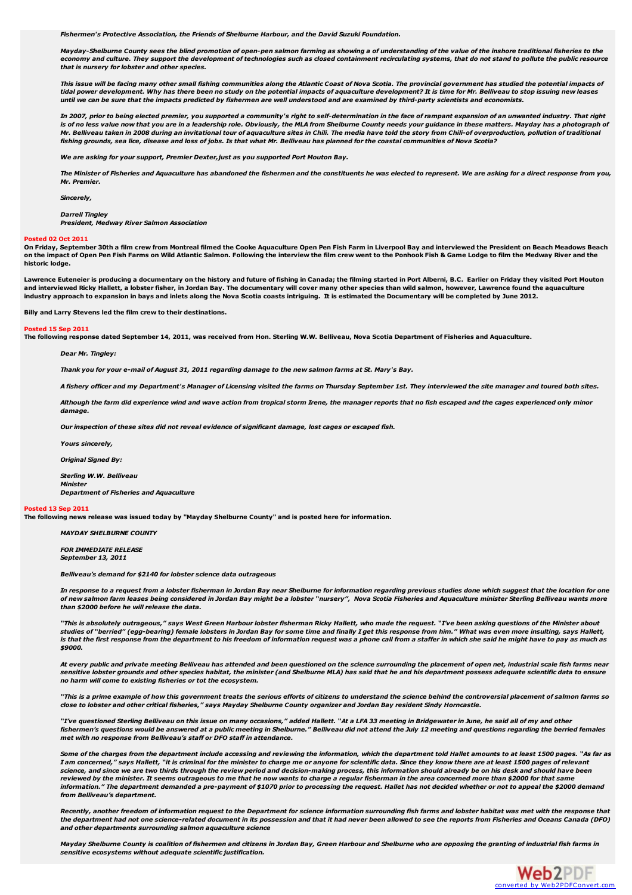*Fishermen's Protective Association, the Friends of Shelburne Harbour, and the David Suzuki Foundation.*

*Mayday-Shelburne County sees the blind promotion of open-pen salmon farming as showing a of understanding of the value of the inshore traditional fisheries to the economy and culture. They support the development of technologies such as closed containment recirculating systems, that do not stand to pollute the public resource that is nursery for lobster and other species.*

*This issue will be facing many other small fishing communities along the Atlantic Coast of Nova Scotia. The provincial government has studied the potential impacts of tidal power development. Why has there been no study on the potential impacts of aquaculture development? It is time for Mr. Belliveau to stop issuing new leases until we can be sure that the impacts predicted by fishermen are well understood and are examined by third-party scientists and economists.*

*In 2007, prior to being elected premier, you supported a community's right to self-determination in the face of rampant expansion of an unwanted industry. That right is of no less value now that you are in a leadership role. Obviously, the MLA from Shelburne County needs your guidance in these matters. Mayday has a photograph of Mr. Belliveau taken in 2008 during an invitational tour of aquaculture sites in Chili. The media have told the story from Chili-of overproduction, pollution of traditional fishing grounds, sea lice, disease and loss of jobs. Is that what Mr. Belliveau has planned for the coastal communities of Nova Scotia?*

*We are asking for your support, Premier Dexter,just as you supported Port Mouton Bay.*

*The Minister of Fisheries and Aquaculture has abandoned the fishermen and the constituents he was elected to represent. We are asking for a direct response from you, Mr. Premier.*

*Sincerely,*

*Darrell Tingley*
*President, Medway River Salmon Association*

**Posted 02 Oct 2011**

**On Friday, September 30th a film crew from Montreal filmed the Cooke Aquaculture Open Pen Fish Farm in Liverpool Bay and interviewed the President on Beach Meadows Beach on the impact of Open Pen Fish Farms on Wild Atlantic Salmon. Following the interview the film crew went to the Ponhook Fish & Game Lodge to film the Medway River and the historic lodge.**

**Lawrence Euteneier is producing a documentary on the history and future of fishing in Canada; the filming started in Port Alberni, B.C. Earlier on Friday they visited Port Mouton and interviewed Ricky Hallett, a lobster fisher, in Jordan Bay. The documentary will cover many other species than wild salmon, however, Lawrence found the aquaculture industry approach to expansion in bays and inlets along the Nova Scotia coasts intriguing. It is estimated the Documentary will be completed by June 2012.**

**Billy and Larry Stevens led the film crew to their destinations.**

**Posted 15 Sep 2011**

**The following response dated September 14, 2011, was received from Hon. Sterling W.W. Belliveau, Nova Scotia Department of Fisheries and Aquaculture.**

*Dear Mr. Tingley:*

*Thank you for your e-mail of August 31, 2011 regarding damage to the new salmon farms at St. Mary's Bay.*

*A fishery officer and my Department's Manager of Licensing visited the farms on Thursday September 1st. They interviewed the site manager and toured both sites.*

*Although the farm did experience wind and wave action from tropical storm Irene, the manager reports that no fish escaped and the cages experienced only minor damage.*

*Our inspection of these sites did not reveal evidence of significant damage, lost cages or escaped fish.*

*Yours sincerely,*

*Original Signed By:*

*Sterling W.W. Belliveau*
*Minister*
*Department of Fisheries and Aquaculture*

**Posted 13 Sep 2011**

**The following news release was issued today by "Mayday Shelburne County" and is posted here for information.**

*MAYDAY SHELBURNE COUNTY*

*FOR IMMEDIATE RELEASE*
*September 13, 2011*

*Belliveau's demand for $2140 for lobster science data outrageous*

*In response to a request from a lobster fisherman in Jordan Bay near Shelburne for information regarding previous studies done which suggest that the location for one of new salmon farm leases being considered in Jordan Bay might be a lobster "nursery", Nova Scotia Fisheries and Aquaculture minister Sterling Belliveau wants more than $2000 before he will release the data.*

*"This is absolutely outrageous," says West Green Harbour lobster fisherman Ricky Hallett, who made the request. "I've been asking questions of the Minister about studies of "berried" (egg-bearing) female lobsters in Jordan Bay for some time and finally I get this response from him." What was even more insulting, says Hallett, is that the first response from the department to his freedom of information request was a phone call from a staffer in which she said he might have to pay as much as $9000.*

*At every public and private meeting Belliveau has attended and been questioned on the science surrounding the placement of open net, industrial scale fish farms near sensitive lobster grounds and other species habitat, the minister (and Shelburne MLA) has said that he and his department possess adequate scientific data to ensure no harm will come to existing fisheries or tot the ecosystem.*

*"This is a prime example of how this government treats the serious efforts of citizens to understand the science behind the controversial placement of salmon farms so close to lobster and other critical fisheries," says Mayday Shelburne County organizer and Jordan Bay resident Sindy Horncastle.*

*"I've questioned Sterling Belliveau on this issue on many occasions," added Hallett. "At a LFA 33 meeting in Bridgewater in June, he said all of my and other fishermen's questions would be answered at a public meeting in Shelburne." Belliveau did not attend the July 12 meeting and questions regarding the berried females met with no response from Belliveau's staff or DFO staff in attendance.*

*Some of the charges from the department include accessing and reviewing the information, which the department told Hallet amounts to at least 1500 pages. "As far as I am concerned," says Hallett, "it is criminal for the minister to charge me or anyone for scientific data. Since they know there are at least 1500 pages of relevant science, and since we are two thirds through the review period and decision-making process, this information should already be on his desk and should have been reviewed by the minister. It seems outrageous to me that he now wants to charge a regular fisherman in the area concerned more than $2000 for that same information." The department demanded a pre-payment of $1070 prior to processing the request. Hallet has not decided whether or not to appeal the $2000 demand from Belliveau's department.*

*Recently, another freedom of information request to the Department for science information surrounding fish farms and lobster habitat was met with the response that the department had not one science-related document in its possession and that it had never been allowed to see the reports from Fisheries and Oceans Canada (DFO) and other departments surrounding salmon aquaculture science*

*Mayday Shelburne County is coalition of fishermen and citizens in Jordan Bay, Green Harbour and Shelburne who are opposing the granting of industrial fish farms in sensitive ecosystems without adequate scientific justification.*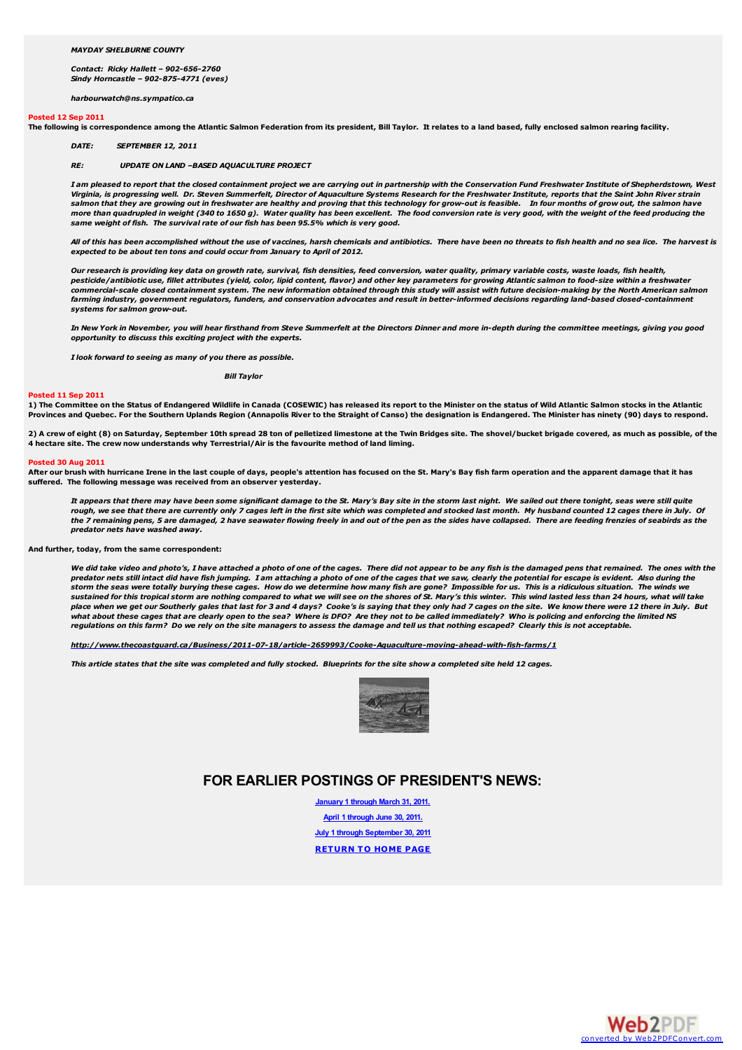***MAYDAY SHELBURNE COUNTY***

***Contact: Ricky Hallett – 902-656-2760***
***Sindy Horncastle – 902-875-4771 (eves)***

***harbourwatch@ns.sympatico.ca***

**Posted 12 Sep 2011**
**The following is correspondence among the Atlantic Salmon Federation from its president, Bill Taylor. It relates to a land based, fully enclosed salmon rearing facility.**

***DATE: SEPTEMBER 12, 2011***

***RE: UPDATE ON LAND –BASED AQUACULTURE PROJECT***

***I am pleased to report that the closed containment project we are carrying out in partnership with the Conservation Fund Freshwater Institute of Shepherdstown, West Virginia, is progressing well. Dr. Steven Summerfelt, Director of Aquaculture Systems Research for the Freshwater Institute, reports that the Saint John River strain salmon that they are growing out in freshwater are healthy and proving that this technology for grow-out is feasible. In four months of grow out, the salmon have more than quadrupled in weight (340 to 1650 g). Water quality has been excellent. The food conversion rate is very good, with the weight of the feed producing the same weight of fish. The survival rate of our fish has been 95.5% which is very good.***

***All of this has been accomplished without the use of vaccines, harsh chemicals and antibiotics. There have been no threats to fish health and no sea lice. The harvest is expected to be about ten tons and could occur from January to April of 2012.***

***Our research is providing key data on growth rate, survival, fish densities, feed conversion, water quality, primary variable costs, waste loads, fish health, pesticide/antibiotic use, fillet attributes (yield, color, lipid content, flavor) and other key parameters for growing Atlantic salmon to food-size within a freshwater commercial-scale closed containment system. The new information obtained through this study will assist with future decision-making by the North American salmon farming industry, government regulators, funders, and conservation advocates and result in better-informed decisions regarding land-based closed-containment systems for salmon grow-out.***

***In New York in November, you will hear firsthand from Steve Summerfelt at the Directors Dinner and more in-depth during the committee meetings, giving you good opportunity to discuss this exciting project with the experts.***

***I look forward to seeing as many of you there as possible.***

***Bill Taylor***

**Posted 11 Sep 2011**
**1) The Committee on the Status of Endangered Wildlife in Canada (COSEWIC) has released its report to the Minister on the status of Wild Atlantic Salmon stocks in the Atlantic Provinces and Quebec. For the Southern Uplands Region (Annapolis River to the Straight of Canso) the designation is Endangered. The Minister has ninety (90) days to respond.**

**2) A crew of eight (8) on Saturday, September 10th spread 28 ton of pelletized limestone at the Twin Bridges site. The shovel/bucket brigade covered, as much as possible, of the 4 hectare site. The crew now understands why Terrestrial/Air is the favourite method of land liming.**

**Posted 30 Aug 2011**
**After our brush with hurricane Irene in the last couple of days, people's attention has focused on the St. Mary's Bay fish farm operation and the apparent damage that it has suffered. The following message was received from an observer yesterday.**

***It appears that there may have been some significant damage to the St. Mary's Bay site in the storm last night. We sailed out there tonight, seas were still quite rough, we see that there are currently only 7 cages left in the first site which was completed and stocked last month. My husband counted 12 cages there in July. Of the 7 remaining pens, 5 are damaged, 2 have seawater flowing freely in and out of the pen as the sides have collapsed. There are feeding frenzies of seabirds as the predator nets have washed away.***

**And further, today, from the same correspondent:**

***We did take video and photo's, I have attached a photo of one of the cages. There did not appear to be any fish is the damaged pens that remained. The ones with the predator nets still intact did have fish jumping. I am attaching a photo of one of the cages that we saw, clearly the potential for escape is evident. Also during the storm the seas were totally burying these cages. How do we determine how many fish are gone? Impossible for us. This is a ridiculous situation. The winds we sustained for this tropical storm are nothing compared to what we will see on the shores of St. Mary's this winter. This wind lasted less than 24 hours, what will take place when we get our Southerly gales that last for 3 and 4 days? Cooke's is saying that they only had 7 cages on the site. We know there were 12 there in July. But what about these cages that are clearly open to the sea? Where is DFO? Are they not to be called immediately? Who is policing and enforcing the limited NS regulations on this farm? Do we rely on the site managers to assess the damage and tell us that nothing escaped? Clearly this is not acceptable.***

***http://www.thecoastguard.ca/Business/2011-07-18/article-2659993/Cooke-Aquaculture-moving-ahead-with-fish-farms/1***

***This article states that the site was completed and fully stocked. Blueprints for the site show a completed site held 12 cages.***

## FOR EARLIER POSTINGS OF PRESIDENT'S NEWS:

January 1 through March 31, 2011.

April 1 through June 30, 2011.

July 1 through September 30, 2011

RETURN TO HOME PAGE